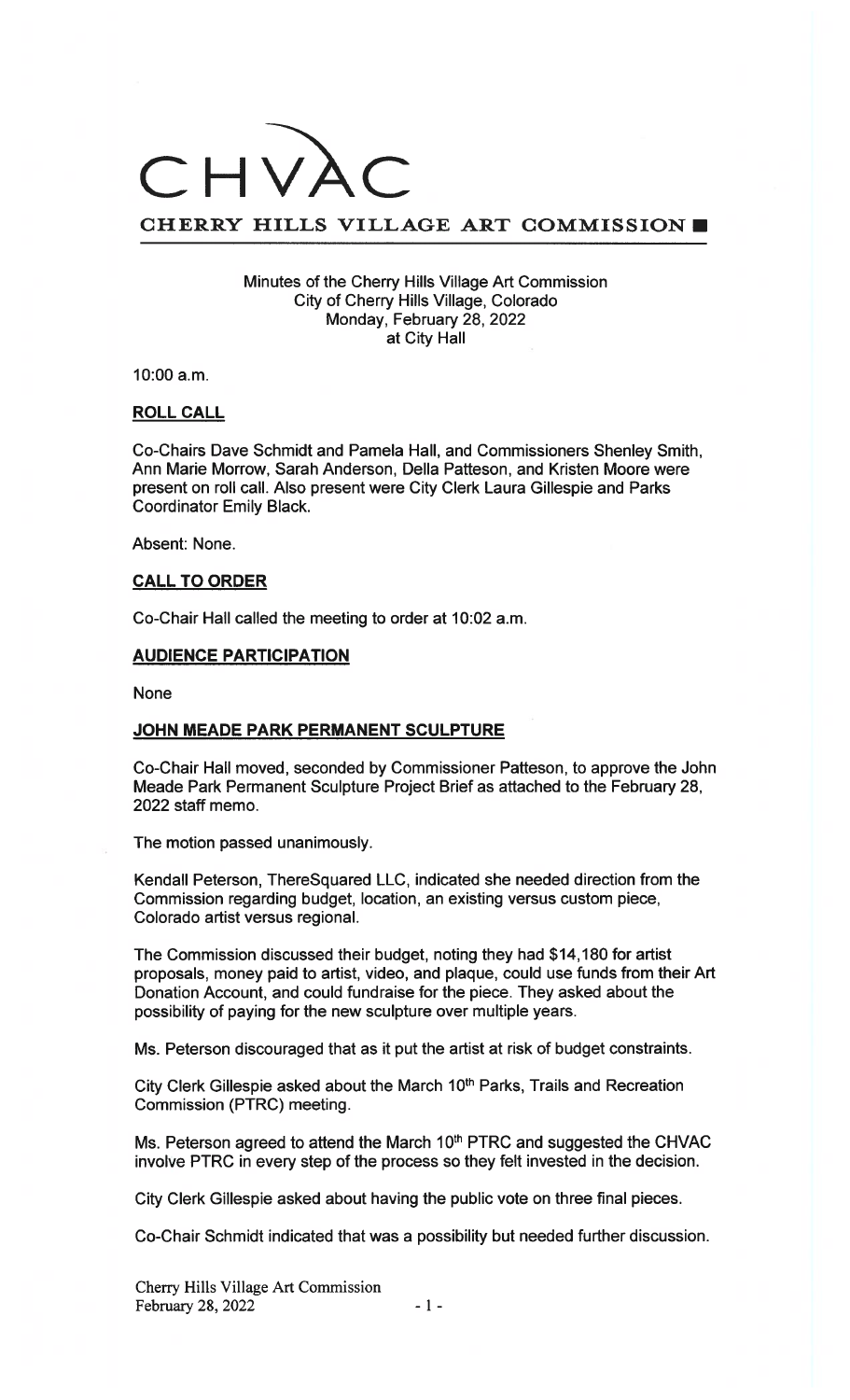# CHVAC

**CHERRY HILLS VILLAGE ART COMMISSION**

Minutes of the Cherry Hills Village Art Commission
City of Cherry Hills Village, Colorado
Monday, February 28, 2022
at City Hall

10:00 a.m.

## ROLL CALL

Co-Chairs Dave Schmidt and Pamela Hall, and Commissioners Shenley Smith, Ann Marie Morrow, Sarah Anderson, Della Patteson, and Kristen Moore were present on roll call. Also present were City Clerk Laura Gillespie and Parks Coordinator Emily Black.

Absent: None.

## CALL TO ORDER

Co-Chair Hall called the meeting to order at 10:02 a.m.

## AUDIENCE PARTICIPATION

None

## JOHN MEADE PARK PERMANENT SCULPTURE

Co-Chair Hall moved, seconded by Commissioner Patteson, to approve the John Meade Park Permanent Sculpture Project Brief as attached to the February 28, 2022 staff memo.

The motion passed unanimously.

Kendall Peterson, ThereSquared LLC, indicated she needed direction from the Commission regarding budget, location, an existing versus custom piece, Colorado artist versus regional.

The Commission discussed their budget, noting they had $14,180 for artist proposals, money paid to artist, video, and plaque, could use funds from their Art Donation Account, and could fundraise for the piece. They asked about the possibility of paying for the new sculpture over multiple years.

Ms. Peterson discouraged that as it put the artist at risk of budget constraints.

City Clerk Gillespie asked about the March 10th Parks, Trails and Recreation Commission (PTRC) meeting.

Ms. Peterson agreed to attend the March 10th PTRC and suggested the CHVAC involve PTRC in every step of the process so they felt invested in the decision.

City Clerk Gillespie asked about having the public vote on three final pieces.

Co-Chair Schmidt indicated that was a possibility but needed further discussion.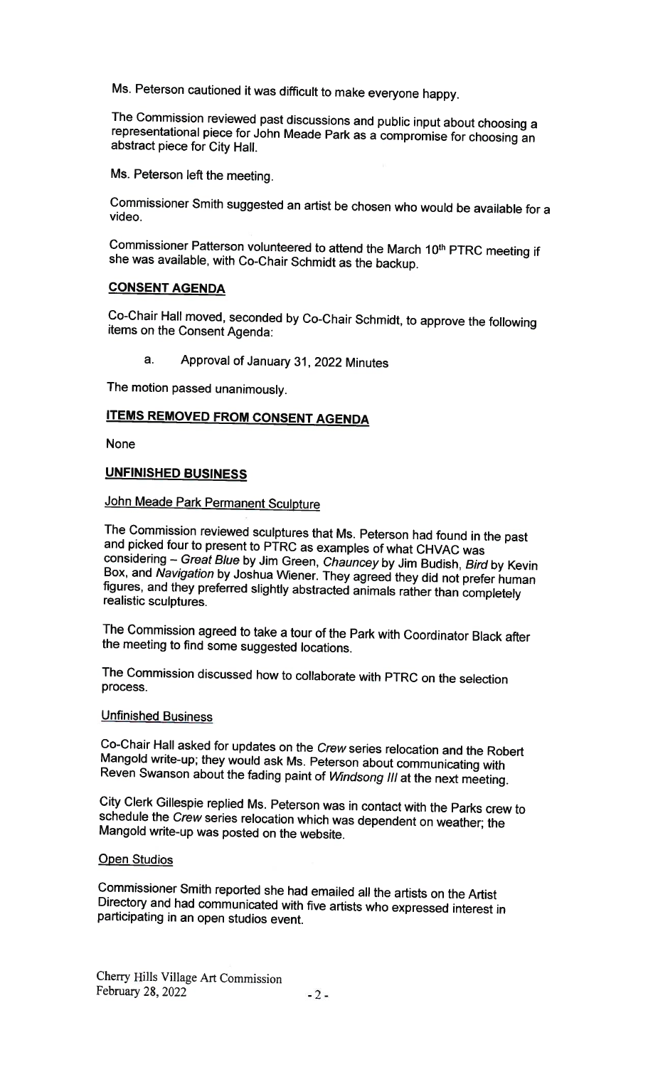Ms. Peterson cautioned it was difficult to make everyone happy.

The Commission reviewed past discussions and public input about choosing a representational piece for John Meade Park as a compromise for choosing an abstract piece for City Hall.

Ms. Peterson left the meeting.

Commissioner Smith suggested an artist be chosen who would be available for a video.

Commissioner Patterson volunteered to attend the March 10th PTRC meeting if she was available, with Co-Chair Schmidt as the backup.

**CONSENT AGENDA**

Co-Chair Hall moved, seconded by Co-Chair Schmidt, to approve the following items on the Consent Agenda:

a. Approval of January 31, 2022 Minutes

The motion passed unanimously.

**ITEMS REMOVED FROM CONSENT AGENDA**

None

**UNFINISHED BUSINESS**

John Meade Park Permanent Sculpture

The Commission reviewed sculptures that Ms. Peterson had found in the past and picked four to present to PTRC as examples of what CHVAC was considering – *Great Blue* by Jim Green, *Chauncey* by Jim Budish, *Bird* by Kevin Box, and *Navigation* by Joshua Wiener. They agreed they did not prefer human figures, and they preferred slightly abstracted animals rather than completely realistic sculptures.

The Commission agreed to take a tour of the Park with Coordinator Black after the meeting to find some suggested locations.

The Commission discussed how to collaborate with PTRC on the selection process.

Unfinished Business

Co-Chair Hall asked for updates on the *Crew* series relocation and the Robert Mangold write-up; they would ask Ms. Peterson about communicating with Reven Swanson about the fading paint of *Windsong III* at the next meeting.

City Clerk Gillespie replied Ms. Peterson was in contact with the Parks crew to schedule the *Crew* series relocation which was dependent on weather; the Mangold write-up was posted on the website.

Open Studios

Commissioner Smith reported she had emailed all the artists on the Artist Directory and had communicated with five artists who expressed interest in participating in an open studios event.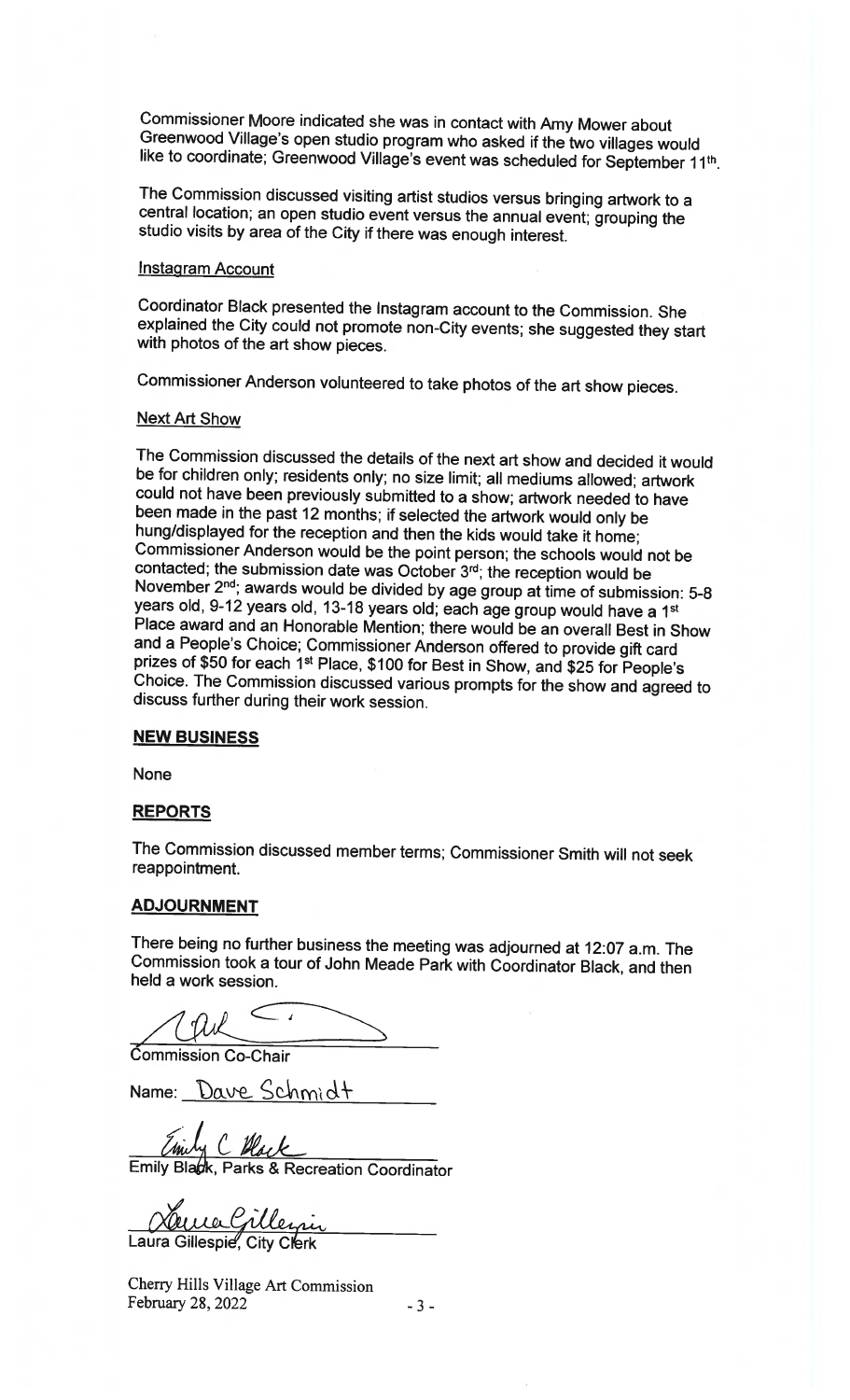Commissioner Moore indicated she was in contact with Amy Mower about Greenwood Village's open studio program who asked if the two villages would like to coordinate; Greenwood Village's event was scheduled for September 11th.

The Commission discussed visiting artist studios versus bringing artwork to a central location; an open studio event versus the annual event; grouping the studio visits by area of the City if there was enough interest.

Instagram Account

Coordinator Black presented the Instagram account to the Commission. She explained the City could not promote non-City events; she suggested they start with photos of the art show pieces.

Commissioner Anderson volunteered to take photos of the art show pieces.

Next Art Show

The Commission discussed the details of the next art show and decided it would be for children only; residents only; no size limit; all mediums allowed; artwork could not have been previously submitted to a show; artwork needed to have been made in the past 12 months; if selected the artwork would only be hung/displayed for the reception and then the kids would take it home; Commissioner Anderson would be the point person; the schools would not be contacted; the submission date was October 3rd; the reception would be November 2nd; awards would be divided by age group at time of submission: 5-8 years old, 9-12 years old, 13-18 years old; each age group would have a 1st Place award and an Honorable Mention; there would be an overall Best in Show and a People's Choice; Commissioner Anderson offered to provide gift card prizes of $50 for each 1st Place, $100 for Best in Show, and $25 for People's Choice. The Commission discussed various prompts for the show and agreed to discuss further during their work session.

## NEW BUSINESS

None

## REPORTS

The Commission discussed member terms; Commissioner Smith will not seek reappointment.

## ADJOURNMENT

There being no further business the meeting was adjourned at 12:07 a.m. The Commission took a tour of John Meade Park with Coordinator Black, and then held a work session.

Commission Co-Chair

Name: Dave Schmidt

Emily Black, Parks & Recreation Coordinator

Laura Gillespie, City Clerk

Cherry Hills Village Art Commission
February 28, 2022